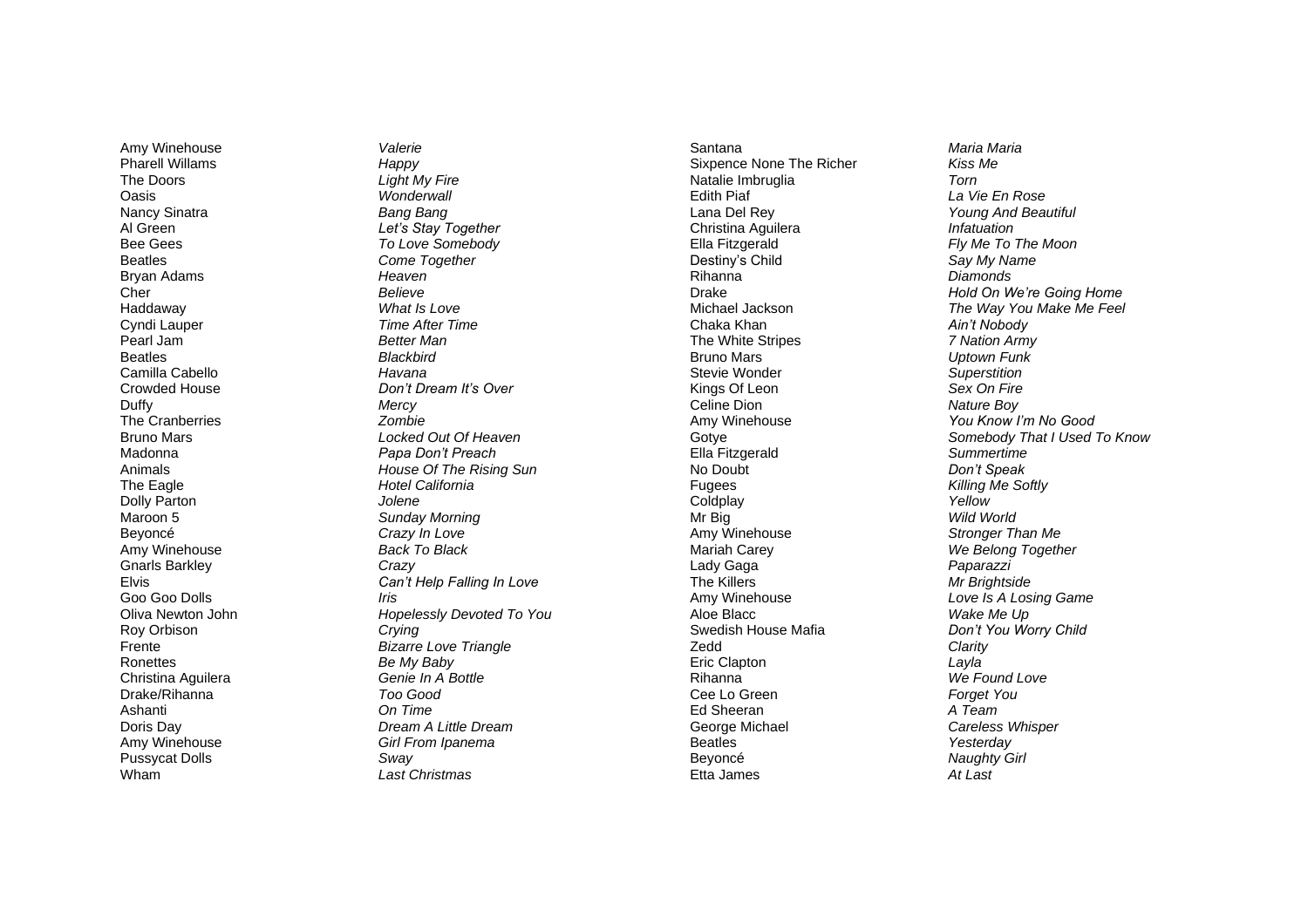| | |
|---|---|
| Amy Winehouse | *Valerie* |
| Pharell Willams | *Happy* |
| The Doors | *Light My Fire* |
| Oasis | *Wonderwall* |
| Nancy Sinatra | *Bang Bang* |
| Al Green | *Let's Stay Together* |
| Bee Gees | *To Love Somebody* |
| Beatles | *Come Together* |
| Bryan Adams | *Heaven* |
| Cher | *Believe* |
| Haddaway | *What Is Love* |
| Cyndi Lauper | *Time After Time* |
| Pearl Jam | *Better Man* |
| Beatles | *Blackbird* |
| Camilla Cabello | *Havana* |
| Crowded House | *Don't Dream It's Over* |
| Duffy | *Mercy* |
| The Cranberries | *Zombie* |
| Bruno Mars | *Locked Out Of Heaven* |
| Madonna | *Papa Don't Preach* |
| Animals | *House Of The Rising Sun* |
| The Eagle | *Hotel California* |
| Dolly Parton | *Jolene* |
| Maroon 5 | *Sunday Morning* |
| Beyoncé | *Crazy In Love* |
| Amy Winehouse | *Back To Black* |
| Gnarls Barkley | *Crazy* |
| Elvis | *Can't Help Falling In Love* |
| Goo Goo Dolls | *Iris* |
| Oliva Newton John | *Hopelessly Devoted To You* |
| Roy Orbison | *Crying* |
| Frente | *Bizarre Love Triangle* |
| Ronettes | *Be My Baby* |
| Christina Aguilera | *Genie In A Bottle* |
| Drake/Rihanna | *Too Good* |
| Ashanti | *On Time* |
| Doris Day | *Dream A Little Dream* |
| Amy Winehouse | *Girl From Ipanema* |
| Pussycat Dolls | *Sway* |
| Wham | *Last Christmas* |
| Santana | *Maria Maria* |
| Sixpence None The Richer | *Kiss Me* |
| Natalie Imbruglia | *Torn* |
| Edith Piaf | *La Vie En Rose* |
| Lana Del Rey | *Young And Beautiful* |
| Christina Aguilera | *Infatuation* |
| Ella Fitzgerald | *Fly Me To The Moon* |
| Destiny's Child | *Say My Name* |
| Rihanna | *Diamonds* |
| Drake | *Hold On We're Going Home* |
| Michael Jackson | *The Way You Make Me Feel* |
| Chaka Khan | *Ain't Nobody* |
| The White Stripes | *7 Nation Army* |
| Bruno Mars | *Uptown Funk* |
| Stevie Wonder | *Superstition* |
| Kings Of Leon | *Sex On Fire* |
| Celine Dion | *Nature Boy* |
| Amy Winehouse | *You Know I'm No Good* |
| Gotye | *Somebody That I Used To Know* |
| Ella Fitzgerald | *Summertime* |
| No Doubt | *Don't Speak* |
| Fugees | *Killing Me Softly* |
| Coldplay | *Yellow* |
| Mr Big | *Wild World* |
| Amy Winehouse | *Stronger Than Me* |
| Mariah Carey | *We Belong Together* |
| Lady Gaga | *Paparazzi* |
| The Killers | *Mr Brightside* |
| Amy Winehouse | *Love Is A Losing Game* |
| Aloe Blacc | *Wake Me Up* |
| Swedish House Mafia | *Don't You Worry Child* |
| Zedd | *Clarity* |
| Eric Clapton | *Layla* |
| Rihanna | *We Found Love* |
| Cee Lo Green | *Forget You* |
| Ed Sheeran | *A Team* |
| George Michael | *Careless Whisper* |
| Beatles | *Yesterday* |
| Beyoncé | *Naughty Girl* |
| Etta James | *At Last* |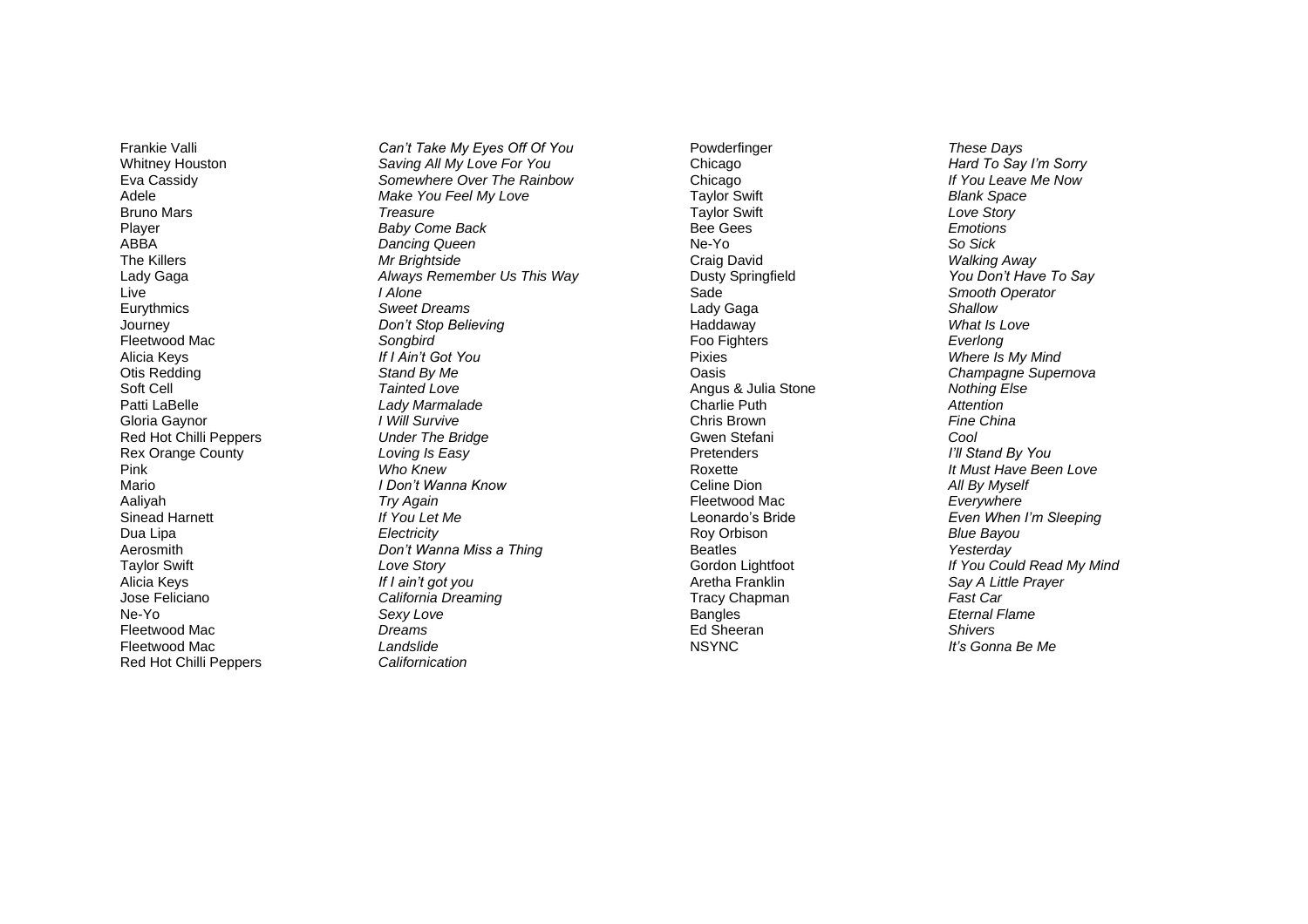| | |
|---|---|
| Frankie Valli | *Can't Take My Eyes Off Of You* |
| Whitney Houston | *Saving All My Love For You* |
| Eva Cassidy | *Somewhere Over The Rainbow* |
| Adele | *Make You Feel My Love* |
| Bruno Mars | *Treasure* |
| Player | *Baby Come Back* |
| ABBA | *Dancing Queen* |
| The Killers | *Mr Brightside* |
| Lady Gaga | *Always Remember Us This Way* |
| Live | *I Alone* |
| Eurythmics | *Sweet Dreams* |
| Journey | *Don't Stop Believing* |
| Fleetwood Mac | *Songbird* |
| Alicia Keys | *If I Ain't Got You* |
| Otis Redding | *Stand By Me* |
| Soft Cell | *Tainted Love* |
| Patti LaBelle | *Lady Marmalade* |
| Gloria Gaynor | *I Will Survive* |
| Red Hot Chilli Peppers | *Under The Bridge* |
| Rex Orange County | *Loving Is Easy* |
| Pink | *Who Knew* |
| Mario | *I Don't Wanna Know* |
| Aaliyah | *Try Again* |
| Sinead Harnett | *If You Let Me* |
| Dua Lipa | *Electricity* |
| Aerosmith | *Don't Wanna Miss a Thing* |
| Taylor Swift | *Love Story* |
| Alicia Keys | *If I ain't got you* |
| Jose Feliciano | *California Dreaming* |
| Ne-Yo | *Sexy Love* |
| Fleetwood Mac | *Dreams* |
| Fleetwood Mac | *Landslide* |
| Red Hot Chilli Peppers | *Californication* |
| Powderfinger | *These Days* |
| Chicago | *Hard To Say I'm Sorry* |
| Chicago | *If You Leave Me Now* |
| Taylor Swift | *Blank Space* |
| Taylor Swift | *Love Story* |
| Bee Gees | *Emotions* |
| Ne-Yo | *So Sick* |
| Craig David | *Walking Away* |
| Dusty Springfield | *You Don't Have To Say* |
| Sade | *Smooth Operator* |
| Lady Gaga | *Shallow* |
| Haddaway | *What Is Love* |
| Foo Fighters | *Everlong* |
| Pixies | *Where Is My Mind* |
| Oasis | *Champagne Supernova* |
| Angus & Julia Stone | *Nothing Else* |
| Charlie Puth | *Attention* |
| Chris Brown | *Fine China* |
| Gwen Stefani | *Cool* |
| Pretenders | *I'll Stand By You* |
| Roxette | *It Must Have Been Love* |
| Celine Dion | *All By Myself* |
| Fleetwood Mac | *Everywhere* |
| Leonardo's Bride | *Even When I'm Sleeping* |
| Roy Orbison | *Blue Bayou* |
| Beatles | *Yesterday* |
| Gordon Lightfoot | *If You Could Read My Mind* |
| Aretha Franklin | *Say A Little Prayer* |
| Tracy Chapman | *Fast Car* |
| Bangles | *Eternal Flame* |
| Ed Sheeran | *Shivers* |
| NSYNC | *It's Gonna Be Me* |